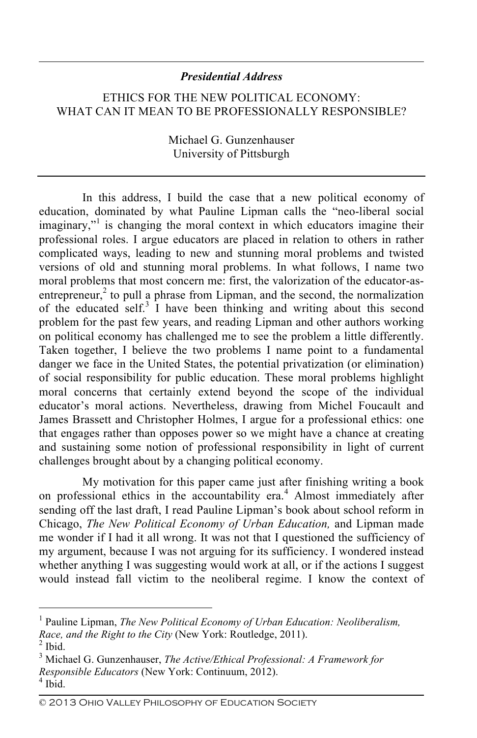*Presidential Address*

# ETHICS FOR THE NEW POLITICAL ECONOMY: WHAT CAN IT MEAN TO BE PROFESSIONALLY RESPONSIBLE?

Michael G. Gunzenhauser
University of Pittsburgh

In this address, I build the case that a new political economy of education, dominated by what Pauline Lipman calls the "neo-liberal social imaginary,"[1] is changing the moral context in which educators imagine their professional roles. I argue educators are placed in relation to others in rather complicated ways, leading to new and stunning moral problems and twisted versions of old and stunning moral problems. In what follows, I name two moral problems that most concern me: first, the valorization of the educator-as-entrepreneur,[2] to pull a phrase from Lipman, and the second, the normalization of the educated self.[3] I have been thinking and writing about this second problem for the past few years, and reading Lipman and other authors working on political economy has challenged me to see the problem a little differently. Taken together, I believe the two problems I name point to a fundamental danger we face in the United States, the potential privatization (or elimination) of social responsibility for public education. These moral problems highlight moral concerns that certainly extend beyond the scope of the individual educator's moral actions. Nevertheless, drawing from Michel Foucault and James Brassett and Christopher Holmes, I argue for a professional ethics: one that engages rather than opposes power so we might have a chance at creating and sustaining some notion of professional responsibility in light of current challenges brought about by a changing political economy.

My motivation for this paper came just after finishing writing a book on professional ethics in the accountability era.[4] Almost immediately after sending off the last draft, I read Pauline Lipman's book about school reform in Chicago, *The New Political Economy of Urban Education,* and Lipman made me wonder if I had it all wrong. It was not that I questioned the sufficiency of my argument, because I was not arguing for its sufficiency. I wondered instead whether anything I was suggesting would work at all, or if the actions I suggest would instead fall victim to the neoliberal regime. I know the context of

---

[1] Pauline Lipman, *The New Political Economy of Urban Education: Neoliberalism, Race, and the Right to the City* (New York: Routledge, 2011).

[2] Ibid.

[3] Michael G. Gunzenhauser, *The Active/Ethical Professional: A Framework for Responsible Educators* (New York: Continuum, 2012).

[4] Ibid.

© 2013 Ohio Valley Philosophy of Education Society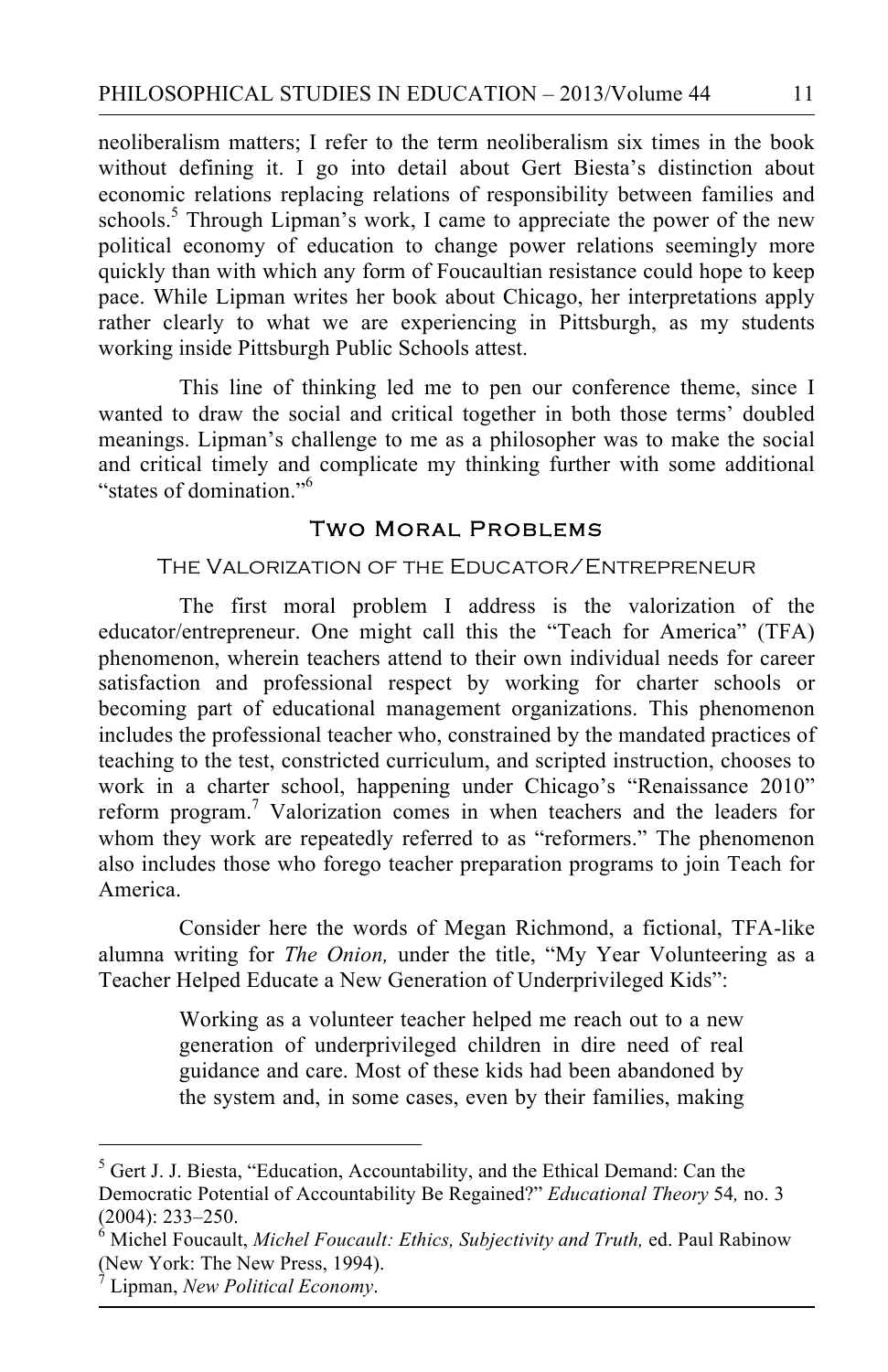neoliberalism matters; I refer to the term neoliberalism six times in the book without defining it. I go into detail about Gert Biesta's distinction about economic relations replacing relations of responsibility between families and schools.[5] Through Lipman's work, I came to appreciate the power of the new political economy of education to change power relations seemingly more quickly than with which any form of Foucaultian resistance could hope to keep pace. While Lipman writes her book about Chicago, her interpretations apply rather clearly to what we are experiencing in Pittsburgh, as my students working inside Pittsburgh Public Schools attest.

This line of thinking led me to pen our conference theme, since I wanted to draw the social and critical together in both those terms' doubled meanings. Lipman's challenge to me as a philosopher was to make the social and critical timely and complicate my thinking further with some additional "states of domination."[6]

## Two Moral Problems

### The Valorization of the Educator/Entrepreneur

The first moral problem I address is the valorization of the educator/entrepreneur. One might call this the "Teach for America" (TFA) phenomenon, wherein teachers attend to their own individual needs for career satisfaction and professional respect by working for charter schools or becoming part of educational management organizations. This phenomenon includes the professional teacher who, constrained by the mandated practices of teaching to the test, constricted curriculum, and scripted instruction, chooses to work in a charter school, happening under Chicago's "Renaissance 2010" reform program.[7] Valorization comes in when teachers and the leaders for whom they work are repeatedly referred to as "reformers." The phenomenon also includes those who forego teacher preparation programs to join Teach for America.

Consider here the words of Megan Richmond, a fictional, TFA-like alumna writing for *The Onion,* under the title, "My Year Volunteering as a Teacher Helped Educate a New Generation of Underprivileged Kids":

> Working as a volunteer teacher helped me reach out to a new generation of underprivileged children in dire need of real guidance and care. Most of these kids had been abandoned by the system and, in some cases, even by their families, making

---

[5] Gert J. J. Biesta, "Education, Accountability, and the Ethical Demand: Can the Democratic Potential of Accountability Be Regained?" *Educational Theory* 54*,* no. 3 (2004): 233–250.

[6] Michel Foucault, *Michel Foucault: Ethics, Subjectivity and Truth,* ed. Paul Rabinow (New York: The New Press, 1994).

[7] Lipman, *New Political Economy*.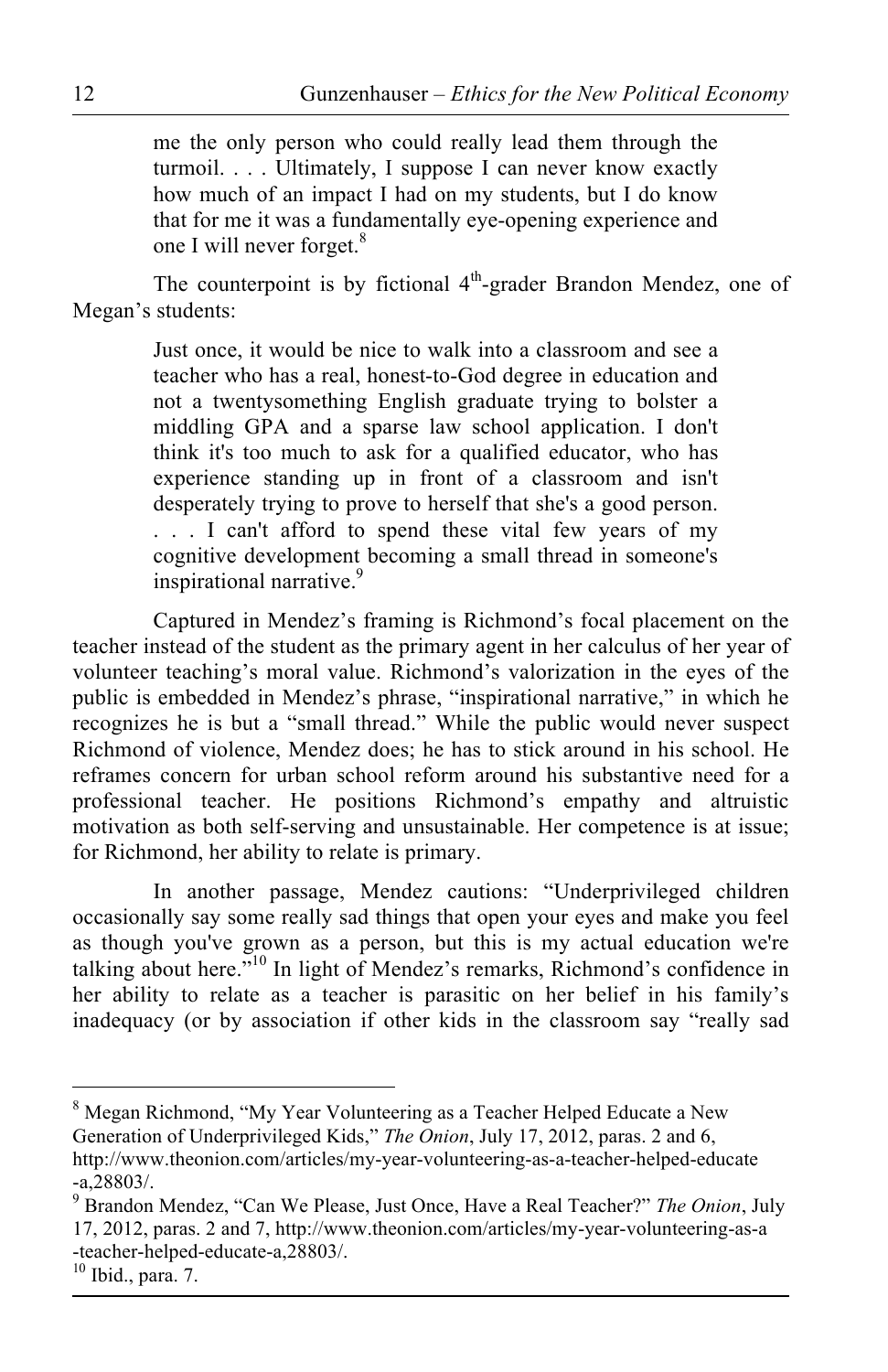> me the only person who could really lead them through the turmoil. . . . Ultimately, I suppose I can never know exactly how much of an impact I had on my students, but I do know that for me it was a fundamentally eye-opening experience and one I will never forget.[8]

The counterpoint is by fictional 4th-grader Brandon Mendez, one of Megan's students:

> Just once, it would be nice to walk into a classroom and see a teacher who has a real, honest-to-God degree in education and not a twentysomething English graduate trying to bolster a middling GPA and a sparse law school application. I don't think it's too much to ask for a qualified educator, who has experience standing up in front of a classroom and isn't desperately trying to prove to herself that she's a good person. . . . I can't afford to spend these vital few years of my cognitive development becoming a small thread in someone's inspirational narrative.[9]

Captured in Mendez's framing is Richmond's focal placement on the teacher instead of the student as the primary agent in her calculus of her year of volunteer teaching's moral value. Richmond's valorization in the eyes of the public is embedded in Mendez's phrase, "inspirational narrative," in which he recognizes he is but a "small thread." While the public would never suspect Richmond of violence, Mendez does; he has to stick around in his school. He reframes concern for urban school reform around his substantive need for a professional teacher. He positions Richmond's empathy and altruistic motivation as both self-serving and unsustainable. Her competence is at issue; for Richmond, her ability to relate is primary.

In another passage, Mendez cautions: "Underprivileged children occasionally say some really sad things that open your eyes and make you feel as though you've grown as a person, but this is my actual education we're talking about here."[10] In light of Mendez's remarks, Richmond's confidence in her ability to relate as a teacher is parasitic on her belief in his family's inadequacy (or by association if other kids in the classroom say "really sad

---

[8] Megan Richmond, "My Year Volunteering as a Teacher Helped Educate a New Generation of Underprivileged Kids," *The Onion*, July 17, 2012, paras. 2 and 6, http://www.theonion.com/articles/my-year-volunteering-as-a-teacher-helped-educate-a,28803/.

[9] Brandon Mendez, "Can We Please, Just Once, Have a Real Teacher?" *The Onion*, July 17, 2012, paras. 2 and 7, http://www.theonion.com/articles/my-year-volunteering-as-a-teacher-helped-educate-a,28803/.

[10] Ibid., para. 7.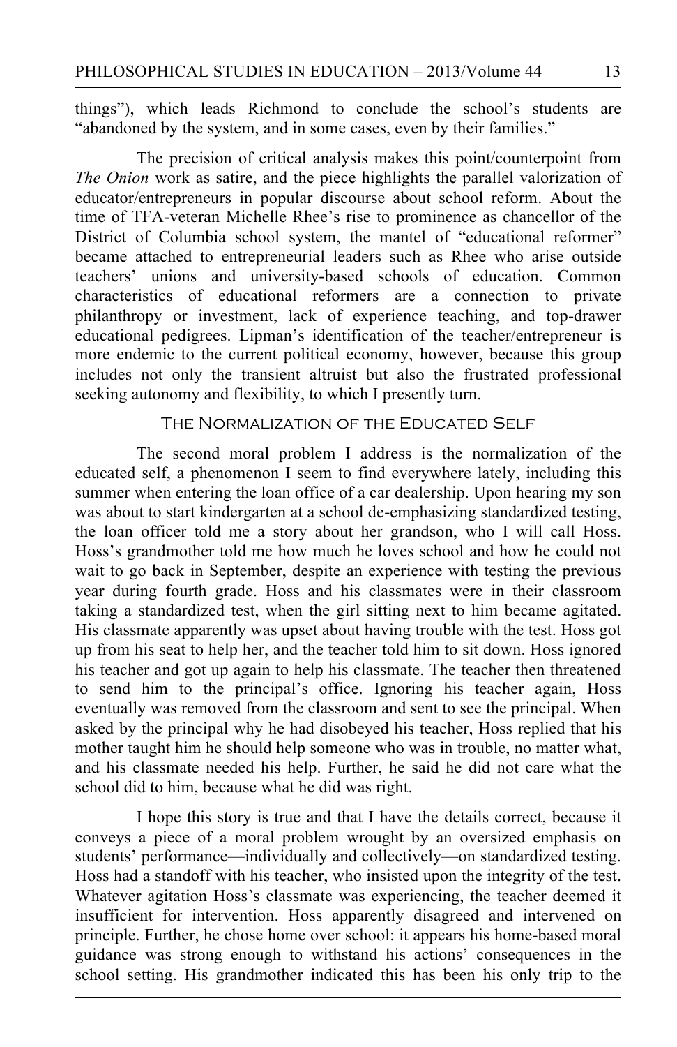things"), which leads Richmond to conclude the school's students are "abandoned by the system, and in some cases, even by their families."

The precision of critical analysis makes this point/counterpoint from *The Onion* work as satire, and the piece highlights the parallel valorization of educator/entrepreneurs in popular discourse about school reform. About the time of TFA-veteran Michelle Rhee's rise to prominence as chancellor of the District of Columbia school system, the mantel of "educational reformer" became attached to entrepreneurial leaders such as Rhee who arise outside teachers' unions and university-based schools of education. Common characteristics of educational reformers are a connection to private philanthropy or investment, lack of experience teaching, and top-drawer educational pedigrees. Lipman's identification of the teacher/entrepreneur is more endemic to the current political economy, however, because this group includes not only the transient altruist but also the frustrated professional seeking autonomy and flexibility, to which I presently turn.

## The Normalization of the Educated Self

The second moral problem I address is the normalization of the educated self, a phenomenon I seem to find everywhere lately, including this summer when entering the loan office of a car dealership. Upon hearing my son was about to start kindergarten at a school de-emphasizing standardized testing, the loan officer told me a story about her grandson, who I will call Hoss. Hoss's grandmother told me how much he loves school and how he could not wait to go back in September, despite an experience with testing the previous year during fourth grade. Hoss and his classmates were in their classroom taking a standardized test, when the girl sitting next to him became agitated. His classmate apparently was upset about having trouble with the test. Hoss got up from his seat to help her, and the teacher told him to sit down. Hoss ignored his teacher and got up again to help his classmate. The teacher then threatened to send him to the principal's office. Ignoring his teacher again, Hoss eventually was removed from the classroom and sent to see the principal. When asked by the principal why he had disobeyed his teacher, Hoss replied that his mother taught him he should help someone who was in trouble, no matter what, and his classmate needed his help. Further, he said he did not care what the school did to him, because what he did was right.

I hope this story is true and that I have the details correct, because it conveys a piece of a moral problem wrought by an oversized emphasis on students' performance—individually and collectively—on standardized testing. Hoss had a standoff with his teacher, who insisted upon the integrity of the test. Whatever agitation Hoss's classmate was experiencing, the teacher deemed it insufficient for intervention. Hoss apparently disagreed and intervened on principle. Further, he chose home over school: it appears his home-based moral guidance was strong enough to withstand his actions' consequences in the school setting. His grandmother indicated this has been his only trip to the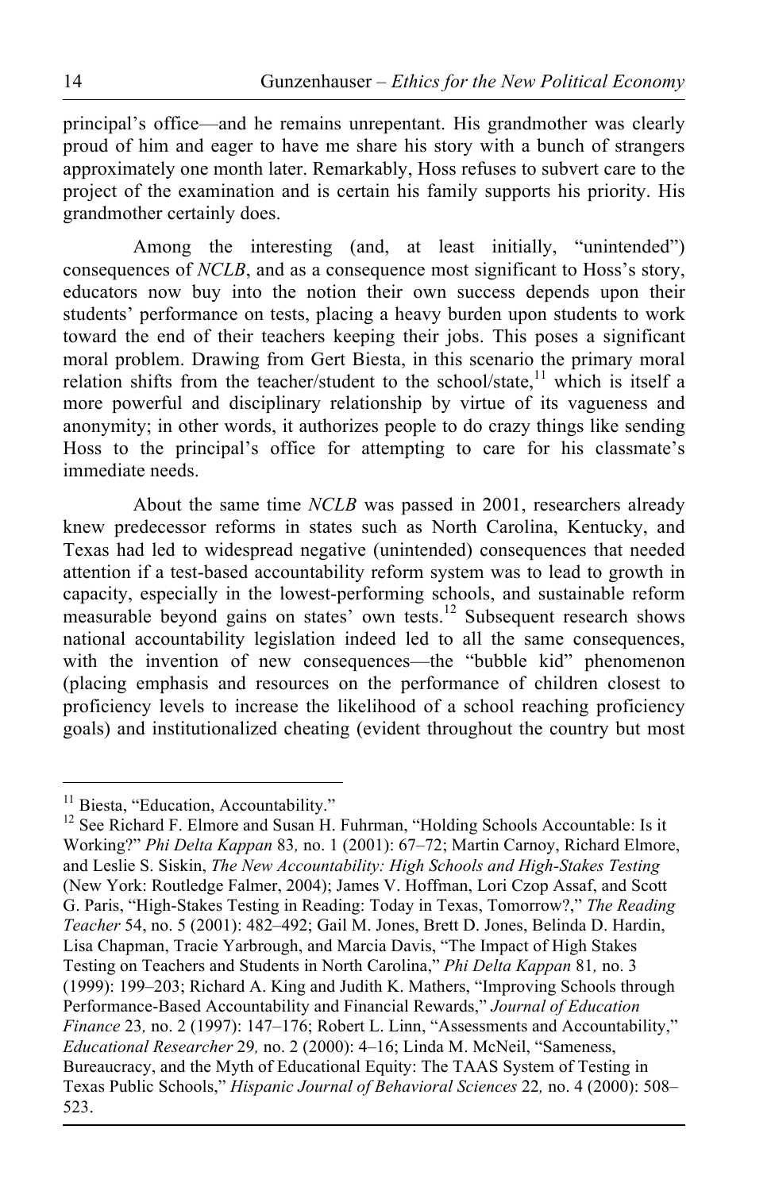principal's office—and he remains unrepentant. His grandmother was clearly proud of him and eager to have me share his story with a bunch of strangers approximately one month later. Remarkably, Hoss refuses to subvert care to the project of the examination and is certain his family supports his priority. His grandmother certainly does.

Among the interesting (and, at least initially, "unintended") consequences of *NCLB*, and as a consequence most significant to Hoss's story, educators now buy into the notion their own success depends upon their students' performance on tests, placing a heavy burden upon students to work toward the end of their teachers keeping their jobs. This poses a significant moral problem. Drawing from Gert Biesta, in this scenario the primary moral relation shifts from the teacher/student to the school/state,[11] which is itself a more powerful and disciplinary relationship by virtue of its vagueness and anonymity; in other words, it authorizes people to do crazy things like sending Hoss to the principal's office for attempting to care for his classmate's immediate needs.

About the same time *NCLB* was passed in 2001, researchers already knew predecessor reforms in states such as North Carolina, Kentucky, and Texas had led to widespread negative (unintended) consequences that needed attention if a test-based accountability reform system was to lead to growth in capacity, especially in the lowest-performing schools, and sustainable reform measurable beyond gains on states' own tests.[12] Subsequent research shows national accountability legislation indeed led to all the same consequences, with the invention of new consequences—the "bubble kid" phenomenon (placing emphasis and resources on the performance of children closest to proficiency levels to increase the likelihood of a school reaching proficiency goals) and institutionalized cheating (evident throughout the country but most

---

[11] Biesta, "Education, Accountability."

[12] See Richard F. Elmore and Susan H. Fuhrman, "Holding Schools Accountable: Is it Working?" *Phi Delta Kappan* 83*,* no. 1 (2001): 67–72; Martin Carnoy, Richard Elmore, and Leslie S. Siskin, *The New Accountability: High Schools and High-Stakes Testing* (New York: Routledge Falmer, 2004); James V. Hoffman, Lori Czop Assaf, and Scott G. Paris, "High-Stakes Testing in Reading: Today in Texas, Tomorrow?," *The Reading Teacher* 54, no. 5 (2001): 482–492; Gail M. Jones, Brett D. Jones, Belinda D. Hardin, Lisa Chapman, Tracie Yarbrough, and Marcia Davis, "The Impact of High Stakes Testing on Teachers and Students in North Carolina," *Phi Delta Kappan* 81*,* no. 3 (1999): 199–203; Richard A. King and Judith K. Mathers, "Improving Schools through Performance-Based Accountability and Financial Rewards," *Journal of Education Finance* 23*,* no. 2 (1997): 147–176; Robert L. Linn, "Assessments and Accountability," *Educational Researcher* 29*,* no. 2 (2000): 4–16; Linda M. McNeil, "Sameness, Bureaucracy, and the Myth of Educational Equity: The TAAS System of Testing in Texas Public Schools," *Hispanic Journal of Behavioral Sciences* 22*,* no. 4 (2000): 508–523.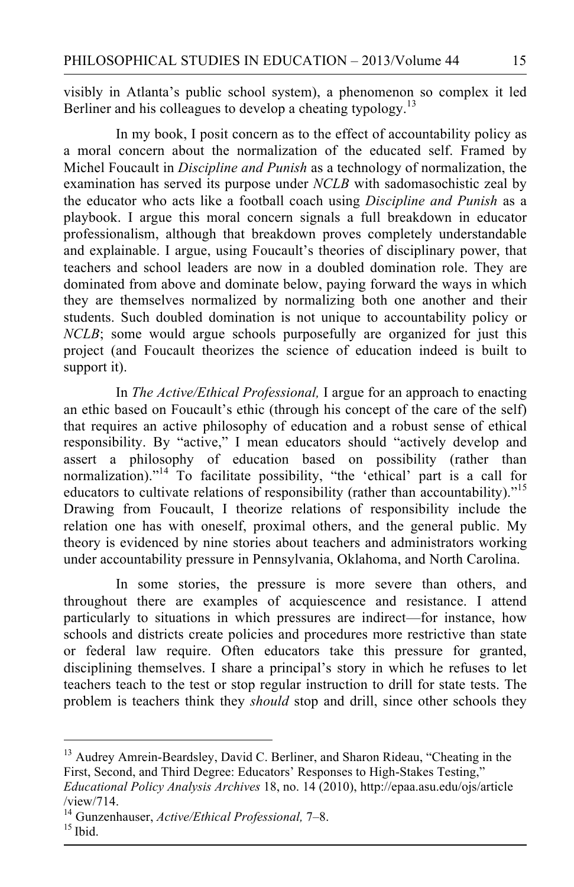visibly in Atlanta's public school system), a phenomenon so complex it led Berliner and his colleagues to develop a cheating typology.[13]

In my book, I posit concern as to the effect of accountability policy as a moral concern about the normalization of the educated self. Framed by Michel Foucault in *Discipline and Punish* as a technology of normalization, the examination has served its purpose under *NCLB* with sadomasochistic zeal by the educator who acts like a football coach using *Discipline and Punish* as a playbook. I argue this moral concern signals a full breakdown in educator professionalism, although that breakdown proves completely understandable and explainable. I argue, using Foucault's theories of disciplinary power, that teachers and school leaders are now in a doubled domination role. They are dominated from above and dominate below, paying forward the ways in which they are themselves normalized by normalizing both one another and their students. Such doubled domination is not unique to accountability policy or *NCLB*; some would argue schools purposefully are organized for just this project (and Foucault theorizes the science of education indeed is built to support it).

In *The Active/Ethical Professional,* I argue for an approach to enacting an ethic based on Foucault's ethic (through his concept of the care of the self) that requires an active philosophy of education and a robust sense of ethical responsibility. By "active," I mean educators should "actively develop and assert a philosophy of education based on possibility (rather than normalization)."[14] To facilitate possibility, "the 'ethical' part is a call for educators to cultivate relations of responsibility (rather than accountability)."[15] Drawing from Foucault, I theorize relations of responsibility include the relation one has with oneself, proximal others, and the general public. My theory is evidenced by nine stories about teachers and administrators working under accountability pressure in Pennsylvania, Oklahoma, and North Carolina.

In some stories, the pressure is more severe than others, and throughout there are examples of acquiescence and resistance. I attend particularly to situations in which pressures are indirect—for instance, how schools and districts create policies and procedures more restrictive than state or federal law require. Often educators take this pressure for granted, disciplining themselves. I share a principal's story in which he refuses to let teachers teach to the test or stop regular instruction to drill for state tests. The problem is teachers think they *should* stop and drill, since other schools they

---

[13] Audrey Amrein-Beardsley, David C. Berliner, and Sharon Rideau, "Cheating in the First, Second, and Third Degree: Educators' Responses to High-Stakes Testing," *Educational Policy Analysis Archives* 18, no. 14 (2010), http://epaa.asu.edu/ojs/article/view/714.

[14] Gunzenhauser, *Active/Ethical Professional,* 7–8.

[15] Ibid.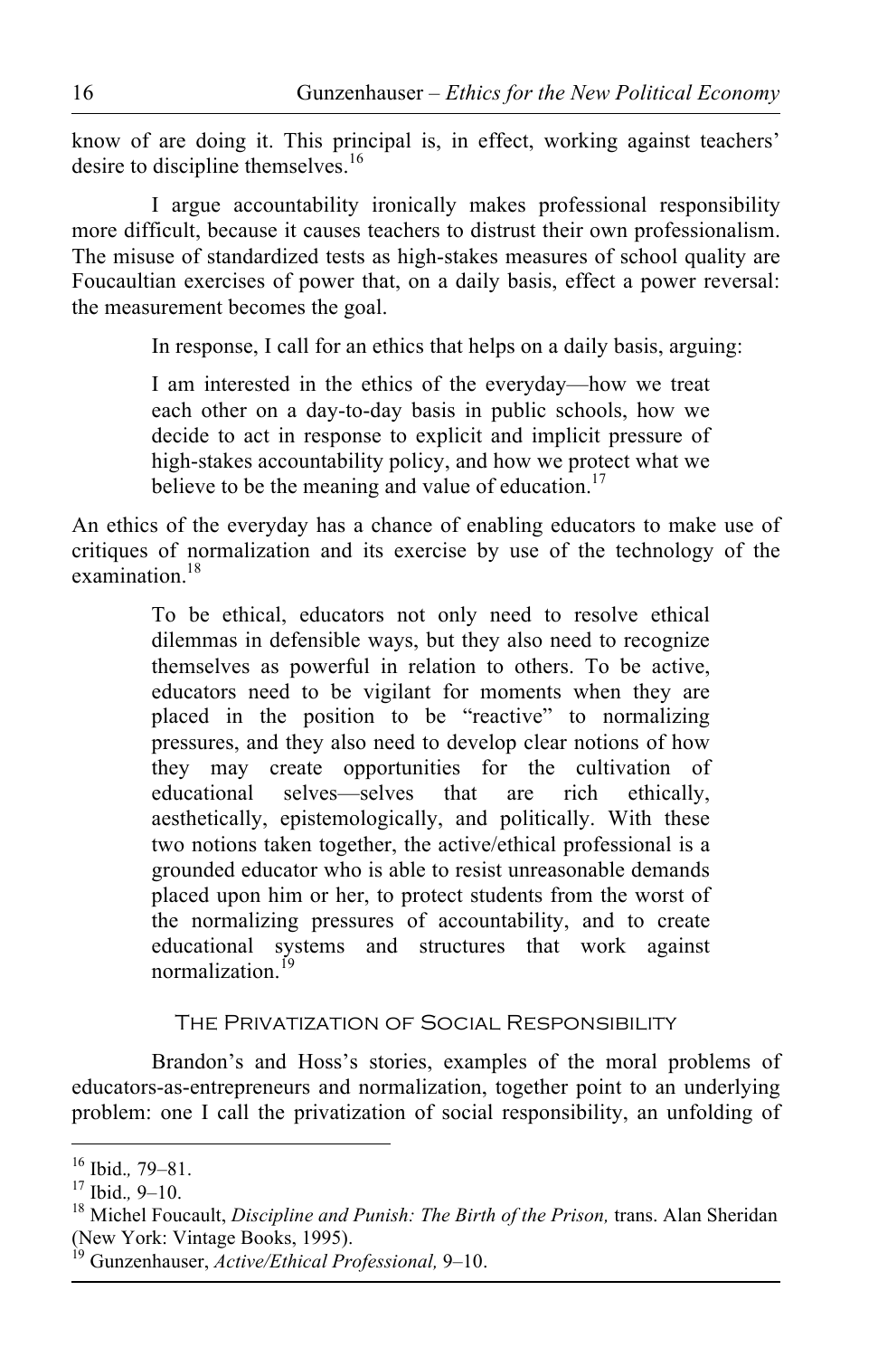know of are doing it. This principal is, in effect, working against teachers' desire to discipline themselves.[16]

I argue accountability ironically makes professional responsibility more difficult, because it causes teachers to distrust their own professionalism. The misuse of standardized tests as high-stakes measures of school quality are Foucaultian exercises of power that, on a daily basis, effect a power reversal: the measurement becomes the goal.

In response, I call for an ethics that helps on a daily basis, arguing:

> I am interested in the ethics of the everyday—how we treat each other on a day-to-day basis in public schools, how we decide to act in response to explicit and implicit pressure of high-stakes accountability policy, and how we protect what we believe to be the meaning and value of education.[17]

An ethics of the everyday has a chance of enabling educators to make use of critiques of normalization and its exercise by use of the technology of the examination.[18]

> To be ethical, educators not only need to resolve ethical dilemmas in defensible ways, but they also need to recognize themselves as powerful in relation to others. To be active, educators need to be vigilant for moments when they are placed in the position to be "reactive" to normalizing pressures, and they also need to develop clear notions of how they may create opportunities for the cultivation of educational selves—selves that are rich ethically, aesthetically, epistemologically, and politically. With these two notions taken together, the active/ethical professional is a grounded educator who is able to resist unreasonable demands placed upon him or her, to protect students from the worst of the normalizing pressures of accountability, and to create educational systems and structures that work against normalization.[19]

## The Privatization of Social Responsibility

Brandon's and Hoss's stories, examples of the moral problems of educators-as-entrepreneurs and normalization, together point to an underlying problem: one I call the privatization of social responsibility, an unfolding of

---

[16] Ibid.*,* 79–81.

[17] Ibid.*,* 9–10.

[18] Michel Foucault, *Discipline and Punish: The Birth of the Prison,* trans. Alan Sheridan (New York: Vintage Books, 1995).

[19] Gunzenhauser, *Active/Ethical Professional,* 9–10.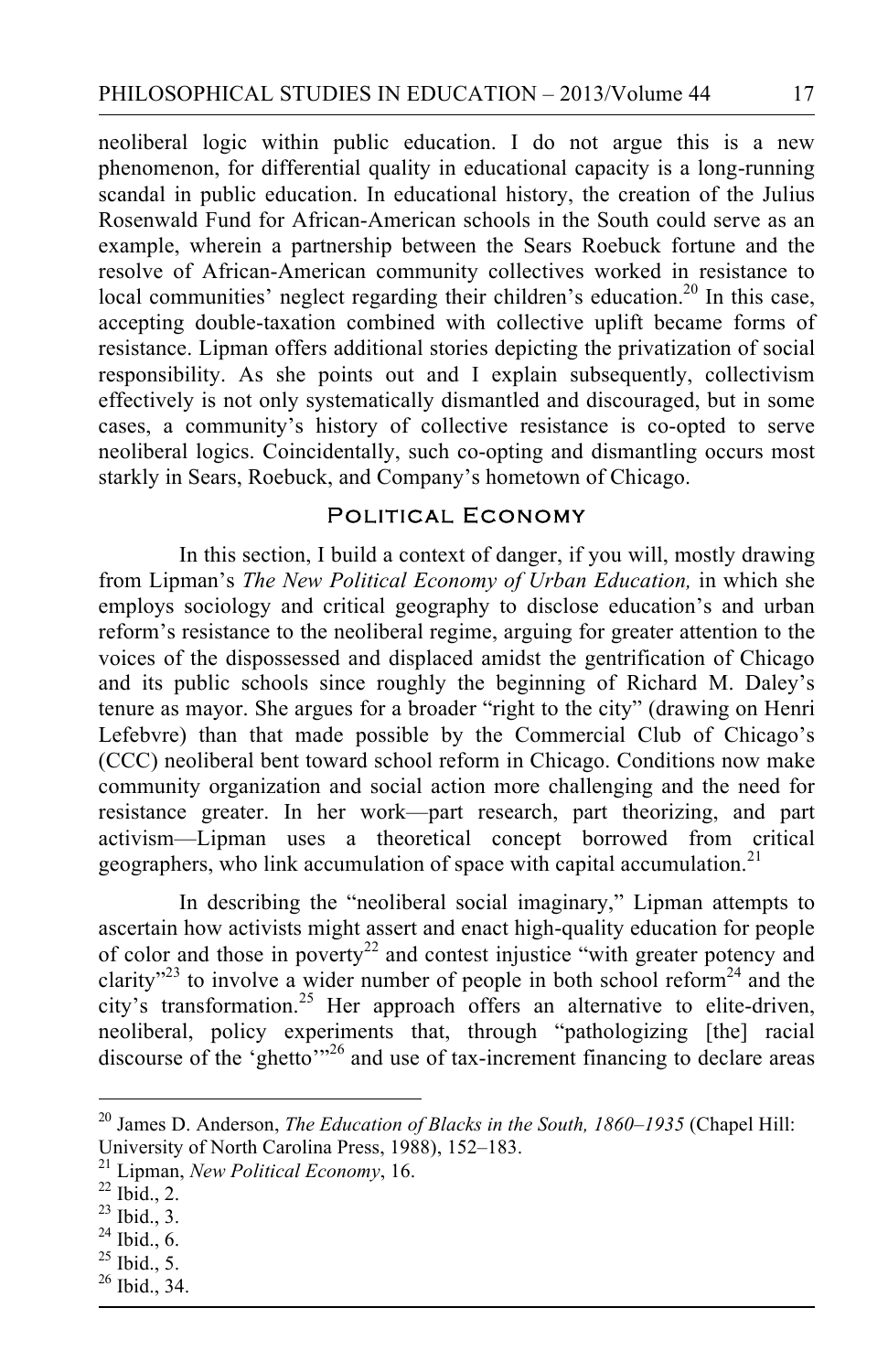neoliberal logic within public education. I do not argue this is a new phenomenon, for differential quality in educational capacity is a long-running scandal in public education. In educational history, the creation of the Julius Rosenwald Fund for African-American schools in the South could serve as an example, wherein a partnership between the Sears Roebuck fortune and the resolve of African-American community collectives worked in resistance to local communities' neglect regarding their children's education.[20] In this case, accepting double-taxation combined with collective uplift became forms of resistance. Lipman offers additional stories depicting the privatization of social responsibility. As she points out and I explain subsequently, collectivism effectively is not only systematically dismantled and discouraged, but in some cases, a community's history of collective resistance is co-opted to serve neoliberal logics. Coincidentally, such co-opting and dismantling occurs most starkly in Sears, Roebuck, and Company's hometown of Chicago.

## Political Economy

In this section, I build a context of danger, if you will, mostly drawing from Lipman's *The New Political Economy of Urban Education,* in which she employs sociology and critical geography to disclose education's and urban reform's resistance to the neoliberal regime, arguing for greater attention to the voices of the dispossessed and displaced amidst the gentrification of Chicago and its public schools since roughly the beginning of Richard M. Daley's tenure as mayor. She argues for a broader "right to the city" (drawing on Henri Lefebvre) than that made possible by the Commercial Club of Chicago's (CCC) neoliberal bent toward school reform in Chicago. Conditions now make community organization and social action more challenging and the need for resistance greater. In her work—part research, part theorizing, and part activism—Lipman uses a theoretical concept borrowed from critical geographers, who link accumulation of space with capital accumulation.[21]

In describing the "neoliberal social imaginary," Lipman attempts to ascertain how activists might assert and enact high-quality education for people of color and those in poverty[22] and contest injustice "with greater potency and clarity"[23] to involve a wider number of people in both school reform[24] and the city's transformation.[25] Her approach offers an alternative to elite-driven, neoliberal, policy experiments that, through "pathologizing [the] racial discourse of the 'ghetto'"[26] and use of tax-increment financing to declare areas

---

[20] James D. Anderson, *The Education of Blacks in the South, 1860–1935* (Chapel Hill: University of North Carolina Press, 1988), 152–183.

[21] Lipman, *New Political Economy*, 16.

[22] Ibid., 2.

[23] Ibid., 3.

[24] Ibid., 6.

[25] Ibid., 5.

[26] Ibid., 34.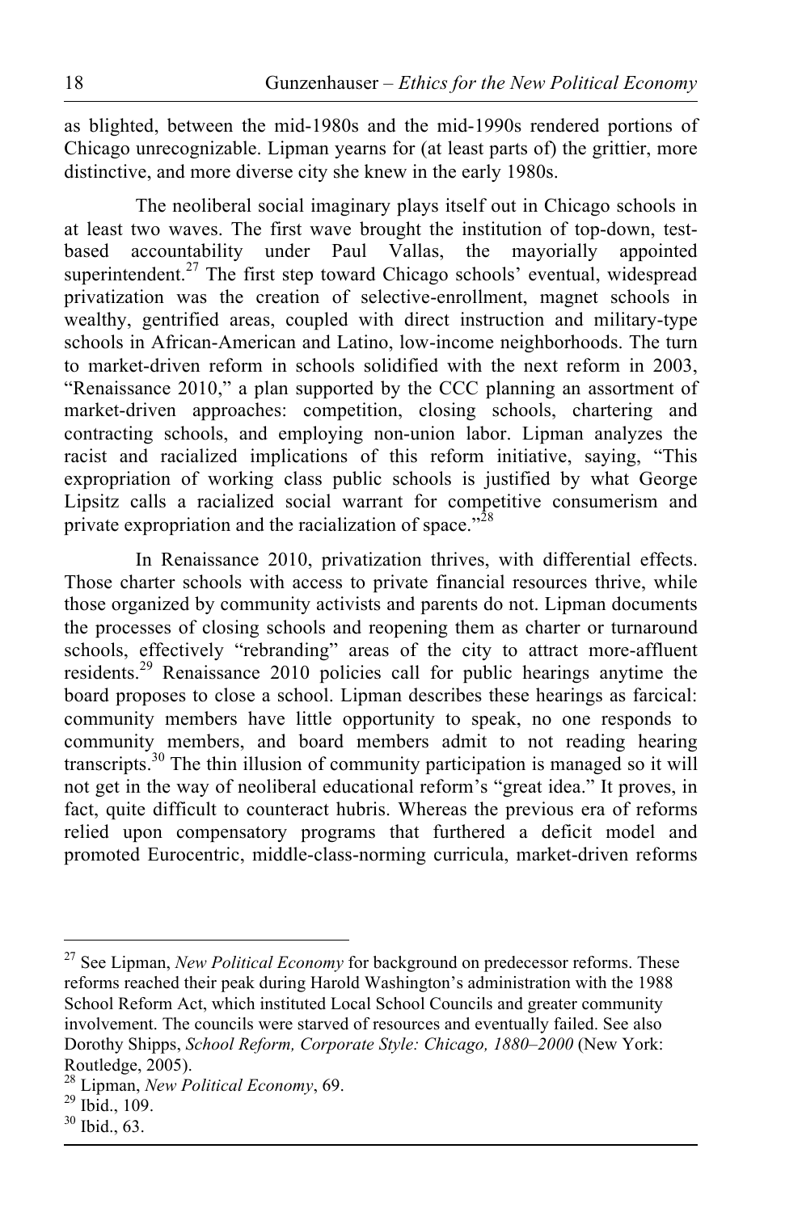as blighted, between the mid-1980s and the mid-1990s rendered portions of Chicago unrecognizable. Lipman yearns for (at least parts of) the grittier, more distinctive, and more diverse city she knew in the early 1980s.

The neoliberal social imaginary plays itself out in Chicago schools in at least two waves. The first wave brought the institution of top-down, test-based accountability under Paul Vallas, the mayorially appointed superintendent.[27] The first step toward Chicago schools' eventual, widespread privatization was the creation of selective-enrollment, magnet schools in wealthy, gentrified areas, coupled with direct instruction and military-type schools in African-American and Latino, low-income neighborhoods. The turn to market-driven reform in schools solidified with the next reform in 2003, "Renaissance 2010," a plan supported by the CCC planning an assortment of market-driven approaches: competition, closing schools, chartering and contracting schools, and employing non-union labor. Lipman analyzes the racist and racialized implications of this reform initiative, saying, "This expropriation of working class public schools is justified by what George Lipsitz calls a racialized social warrant for competitive consumerism and private expropriation and the racialization of space."[28]

In Renaissance 2010, privatization thrives, with differential effects. Those charter schools with access to private financial resources thrive, while those organized by community activists and parents do not. Lipman documents the processes of closing schools and reopening them as charter or turnaround schools, effectively "rebranding" areas of the city to attract more-affluent residents.[29] Renaissance 2010 policies call for public hearings anytime the board proposes to close a school. Lipman describes these hearings as farcical: community members have little opportunity to speak, no one responds to community members, and board members admit to not reading hearing transcripts.[30] The thin illusion of community participation is managed so it will not get in the way of neoliberal educational reform's "great idea." It proves, in fact, quite difficult to counteract hubris. Whereas the previous era of reforms relied upon compensatory programs that furthered a deficit model and promoted Eurocentric, middle-class-norming curricula, market-driven reforms

---

[27] See Lipman, *New Political Economy* for background on predecessor reforms. These reforms reached their peak during Harold Washington's administration with the 1988 School Reform Act, which instituted Local School Councils and greater community involvement. The councils were starved of resources and eventually failed. See also Dorothy Shipps, *School Reform, Corporate Style: Chicago, 1880–2000* (New York: Routledge, 2005).

[28] Lipman, *New Political Economy*, 69.

[29] Ibid., 109.

[30] Ibid., 63.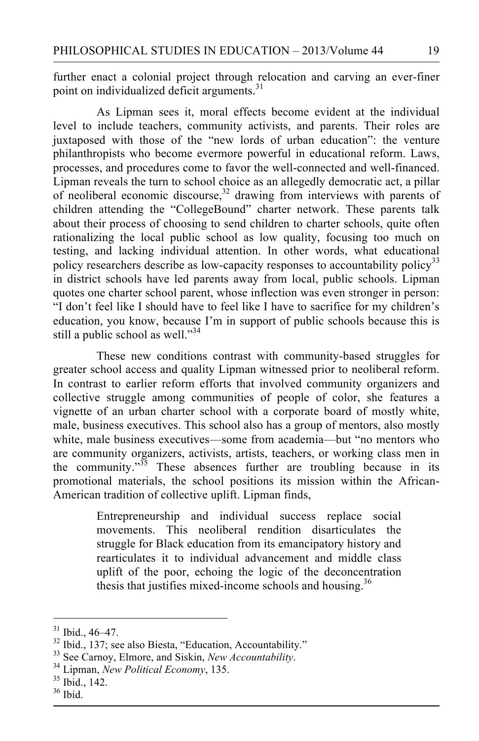further enact a colonial project through relocation and carving an ever-finer point on individualized deficit arguments.[31]

As Lipman sees it, moral effects become evident at the individual level to include teachers, community activists, and parents. Their roles are juxtaposed with those of the "new lords of urban education": the venture philanthropists who become evermore powerful in educational reform. Laws, processes, and procedures come to favor the well-connected and well-financed. Lipman reveals the turn to school choice as an allegedly democratic act, a pillar of neoliberal economic discourse,[32] drawing from interviews with parents of children attending the "CollegeBound" charter network. These parents talk about their process of choosing to send children to charter schools, quite often rationalizing the local public school as low quality, focusing too much on testing, and lacking individual attention. In other words, what educational policy researchers describe as low-capacity responses to accountability policy[33] in district schools have led parents away from local, public schools. Lipman quotes one charter school parent, whose inflection was even stronger in person: "I don't feel like I should have to feel like I have to sacrifice for my children's education, you know, because I'm in support of public schools because this is still a public school as well."[34]

These new conditions contrast with community-based struggles for greater school access and quality Lipman witnessed prior to neoliberal reform. In contrast to earlier reform efforts that involved community organizers and collective struggle among communities of people of color, she features a vignette of an urban charter school with a corporate board of mostly white, male, business executives. This school also has a group of mentors, also mostly white, male business executives—some from academia—but "no mentors who are community organizers, activists, artists, teachers, or working class men in the community."[35] These absences further are troubling because in its promotional materials, the school positions its mission within the African-American tradition of collective uplift. Lipman finds,

> Entrepreneurship and individual success replace social movements. This neoliberal rendition disarticulates the struggle for Black education from its emancipatory history and rearticulates it to individual advancement and middle class uplift of the poor, echoing the logic of the deconcentration thesis that justifies mixed-income schools and housing.[36]

---

[31] Ibid., 46–47.

[32] Ibid., 137; see also Biesta, "Education, Accountability."

[33] See Carnoy, Elmore, and Siskin, *New Accountability*.

[34] Lipman, *New Political Economy*, 135.

[35] Ibid., 142.

[36] Ibid.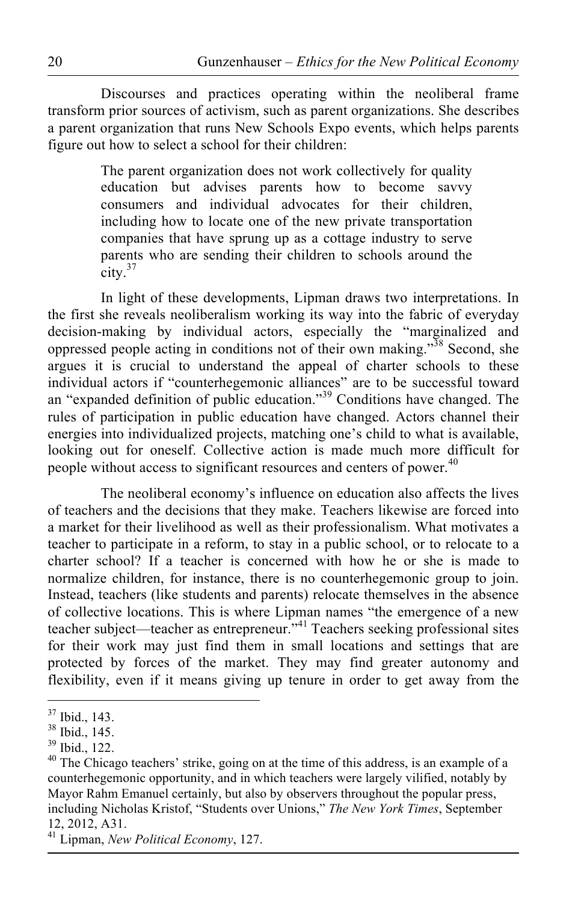Discourses and practices operating within the neoliberal frame transform prior sources of activism, such as parent organizations. She describes a parent organization that runs New Schools Expo events, which helps parents figure out how to select a school for their children:

> The parent organization does not work collectively for quality education but advises parents how to become savvy consumers and individual advocates for their children, including how to locate one of the new private transportation companies that have sprung up as a cottage industry to serve parents who are sending their children to schools around the city.[37]

In light of these developments, Lipman draws two interpretations. In the first she reveals neoliberalism working its way into the fabric of everyday decision-making by individual actors, especially the "marginalized and oppressed people acting in conditions not of their own making."[38] Second, she argues it is crucial to understand the appeal of charter schools to these individual actors if "counterhegemonic alliances" are to be successful toward an "expanded definition of public education."[39] Conditions have changed. The rules of participation in public education have changed. Actors channel their energies into individualized projects, matching one's child to what is available, looking out for oneself. Collective action is made much more difficult for people without access to significant resources and centers of power.[40]

The neoliberal economy's influence on education also affects the lives of teachers and the decisions that they make. Teachers likewise are forced into a market for their livelihood as well as their professionalism. What motivates a teacher to participate in a reform, to stay in a public school, or to relocate to a charter school? If a teacher is concerned with how he or she is made to normalize children, for instance, there is no counterhegemonic group to join. Instead, teachers (like students and parents) relocate themselves in the absence of collective locations. This is where Lipman names "the emergence of a new teacher subject—teacher as entrepreneur."[41] Teachers seeking professional sites for their work may just find them in small locations and settings that are protected by forces of the market. They may find greater autonomy and flexibility, even if it means giving up tenure in order to get away from the

---

[37] Ibid., 143.

[38] Ibid., 145.

[39] Ibid., 122.

[40] The Chicago teachers' strike, going on at the time of this address, is an example of a counterhegemonic opportunity, and in which teachers were largely vilified, notably by Mayor Rahm Emanuel certainly, but also by observers throughout the popular press, including Nicholas Kristof, "Students over Unions," *The New York Times*, September 12, 2012, A31.

[41] Lipman, *New Political Economy*, 127.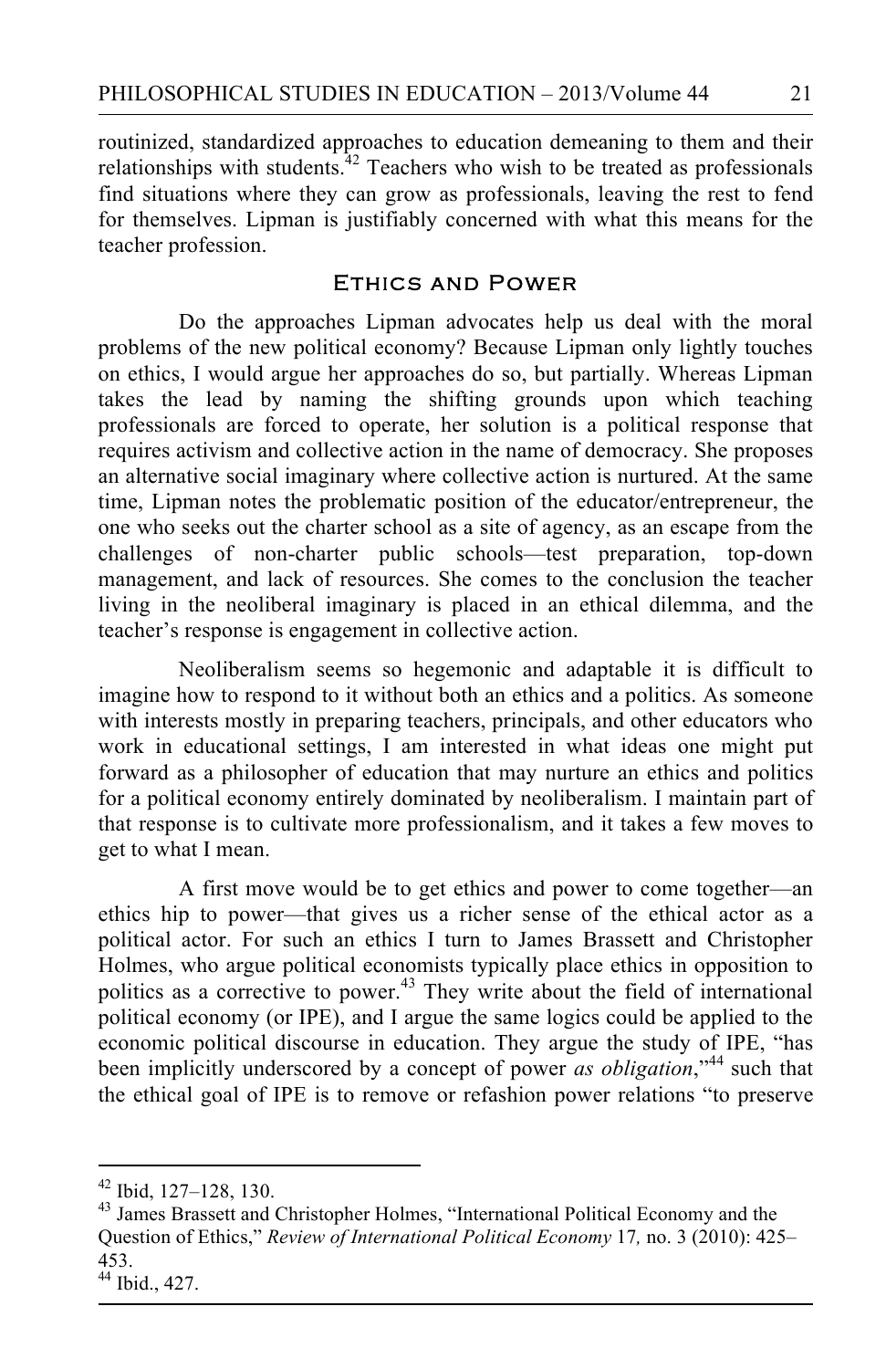routinized, standardized approaches to education demeaning to them and their relationships with students.[42] Teachers who wish to be treated as professionals find situations where they can grow as professionals, leaving the rest to fend for themselves. Lipman is justifiably concerned with what this means for the teacher profession.

## Ethics and Power

Do the approaches Lipman advocates help us deal with the moral problems of the new political economy? Because Lipman only lightly touches on ethics, I would argue her approaches do so, but partially. Whereas Lipman takes the lead by naming the shifting grounds upon which teaching professionals are forced to operate, her solution is a political response that requires activism and collective action in the name of democracy. She proposes an alternative social imaginary where collective action is nurtured. At the same time, Lipman notes the problematic position of the educator/entrepreneur, the one who seeks out the charter school as a site of agency, as an escape from the challenges of non-charter public schools—test preparation, top-down management, and lack of resources. She comes to the conclusion the teacher living in the neoliberal imaginary is placed in an ethical dilemma, and the teacher's response is engagement in collective action.

Neoliberalism seems so hegemonic and adaptable it is difficult to imagine how to respond to it without both an ethics and a politics. As someone with interests mostly in preparing teachers, principals, and other educators who work in educational settings, I am interested in what ideas one might put forward as a philosopher of education that may nurture an ethics and politics for a political economy entirely dominated by neoliberalism. I maintain part of that response is to cultivate more professionalism, and it takes a few moves to get to what I mean.

A first move would be to get ethics and power to come together—an ethics hip to power—that gives us a richer sense of the ethical actor as a political actor. For such an ethics I turn to James Brassett and Christopher Holmes, who argue political economists typically place ethics in opposition to politics as a corrective to power.[43] They write about the field of international political economy (or IPE), and I argue the same logics could be applied to the economic political discourse in education. They argue the study of IPE, "has been implicitly underscored by a concept of power *as obligation*,"[44] such that the ethical goal of IPE is to remove or refashion power relations "to preserve

---

[42] Ibid, 127–128, 130.

[43] James Brassett and Christopher Holmes, "International Political Economy and the Question of Ethics," *Review of International Political Economy* 17, no. 3 (2010): 425–453.

[44] Ibid., 427.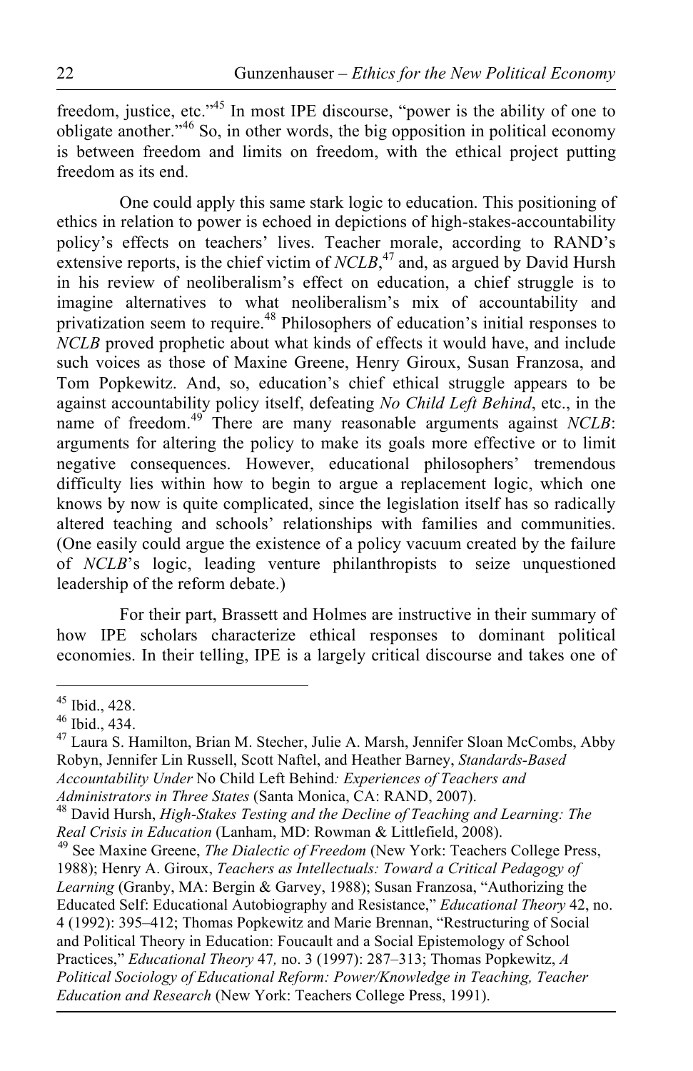freedom, justice, etc."[45] In most IPE discourse, "power is the ability of one to obligate another."[46] So, in other words, the big opposition in political economy is between freedom and limits on freedom, with the ethical project putting freedom as its end.

One could apply this same stark logic to education. This positioning of ethics in relation to power is echoed in depictions of high-stakes-accountability policy's effects on teachers' lives. Teacher morale, according to RAND's extensive reports, is the chief victim of *NCLB*,[47] and, as argued by David Hursh in his review of neoliberalism's effect on education, a chief struggle is to imagine alternatives to what neoliberalism's mix of accountability and privatization seem to require.[48] Philosophers of education's initial responses to *NCLB* proved prophetic about what kinds of effects it would have, and include such voices as those of Maxine Greene, Henry Giroux, Susan Franzosa, and Tom Popkewitz. And, so, education's chief ethical struggle appears to be against accountability policy itself, defeating *No Child Left Behind*, etc., in the name of freedom.[49] There are many reasonable arguments against *NCLB*: arguments for altering the policy to make its goals more effective or to limit negative consequences. However, educational philosophers' tremendous difficulty lies within how to begin to argue a replacement logic, which one knows by now is quite complicated, since the legislation itself has so radically altered teaching and schools' relationships with families and communities. (One easily could argue the existence of a policy vacuum created by the failure of *NCLB*'s logic, leading venture philanthropists to seize unquestioned leadership of the reform debate.)

For their part, Brassett and Holmes are instructive in their summary of how IPE scholars characterize ethical responses to dominant political economies. In their telling, IPE is a largely critical discourse and takes one of

---

[45] Ibid., 428.

[46] Ibid., 434.

[47] Laura S. Hamilton, Brian M. Stecher, Julie A. Marsh, Jennifer Sloan McCombs, Abby Robyn, Jennifer Lin Russell, Scott Naftel, and Heather Barney, *Standards-Based Accountability Under* No Child Left Behind*: Experiences of Teachers and Administrators in Three States* (Santa Monica, CA: RAND, 2007).

[48] David Hursh, *High-Stakes Testing and the Decline of Teaching and Learning: The Real Crisis in Education* (Lanham, MD: Rowman & Littlefield, 2008).

[49] See Maxine Greene, *The Dialectic of Freedom* (New York: Teachers College Press, 1988); Henry A. Giroux, *Teachers as Intellectuals: Toward a Critical Pedagogy of Learning* (Granby, MA: Bergin & Garvey, 1988); Susan Franzosa, "Authorizing the Educated Self: Educational Autobiography and Resistance," *Educational Theory* 42, no. 4 (1992): 395–412; Thomas Popkewitz and Marie Brennan, "Restructuring of Social and Political Theory in Education: Foucault and a Social Epistemology of School Practices," *Educational Theory* 47*,* no. 3 (1997): 287–313; Thomas Popkewitz, *A Political Sociology of Educational Reform: Power/Knowledge in Teaching, Teacher Education and Research* (New York: Teachers College Press, 1991).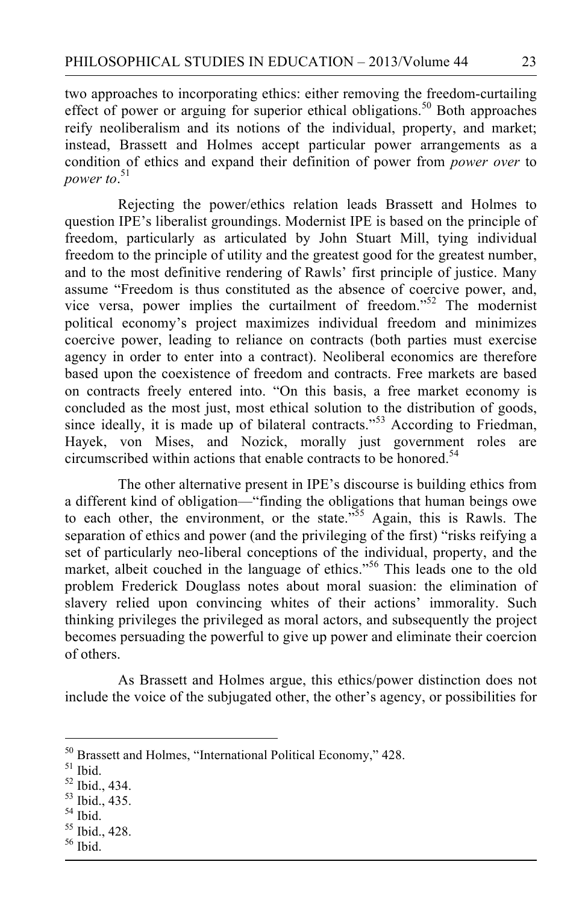two approaches to incorporating ethics: either removing the freedom-curtailing effect of power or arguing for superior ethical obligations.[50] Both approaches reify neoliberalism and its notions of the individual, property, and market; instead, Brassett and Holmes accept particular power arrangements as a condition of ethics and expand their definition of power from *power over* to *power to*.[51]

Rejecting the power/ethics relation leads Brassett and Holmes to question IPE's liberalist groundings. Modernist IPE is based on the principle of freedom, particularly as articulated by John Stuart Mill, tying individual freedom to the principle of utility and the greatest good for the greatest number, and to the most definitive rendering of Rawls' first principle of justice. Many assume "Freedom is thus constituted as the absence of coercive power, and, vice versa, power implies the curtailment of freedom."[52] The modernist political economy's project maximizes individual freedom and minimizes coercive power, leading to reliance on contracts (both parties must exercise agency in order to enter into a contract). Neoliberal economics are therefore based upon the coexistence of freedom and contracts. Free markets are based on contracts freely entered into. "On this basis, a free market economy is concluded as the most just, most ethical solution to the distribution of goods, since ideally, it is made up of bilateral contracts."[53] According to Friedman, Hayek, von Mises, and Nozick, morally just government roles are circumscribed within actions that enable contracts to be honored.[54]

The other alternative present in IPE's discourse is building ethics from a different kind of obligation—"finding the obligations that human beings owe to each other, the environment, or the state."[55] Again, this is Rawls. The separation of ethics and power (and the privileging of the first) "risks reifying a set of particularly neo-liberal conceptions of the individual, property, and the market, albeit couched in the language of ethics."[56] This leads one to the old problem Frederick Douglass notes about moral suasion: the elimination of slavery relied upon convincing whites of their actions' immorality. Such thinking privileges the privileged as moral actors, and subsequently the project becomes persuading the powerful to give up power and eliminate their coercion of others.

As Brassett and Holmes argue, this ethics/power distinction does not include the voice of the subjugated other, the other's agency, or possibilities for

---

[50] Brassett and Holmes, "International Political Economy," 428.

[51] Ibid.

[52] Ibid., 434.

[53] Ibid., 435.

[54] Ibid.

[55] Ibid., 428.

[56] Ibid.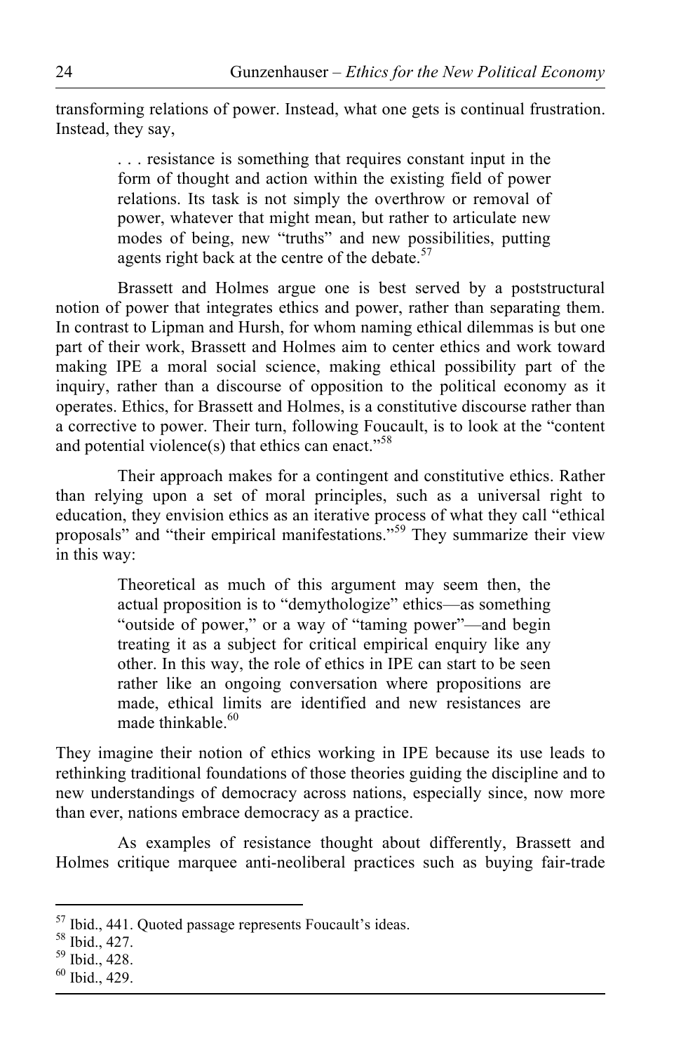transforming relations of power. Instead, what one gets is continual frustration. Instead, they say,

> . . . resistance is something that requires constant input in the form of thought and action within the existing field of power relations. Its task is not simply the overthrow or removal of power, whatever that might mean, but rather to articulate new modes of being, new "truths" and new possibilities, putting agents right back at the centre of the debate.[57]

Brassett and Holmes argue one is best served by a poststructural notion of power that integrates ethics and power, rather than separating them. In contrast to Lipman and Hursh, for whom naming ethical dilemmas is but one part of their work, Brassett and Holmes aim to center ethics and work toward making IPE a moral social science, making ethical possibility part of the inquiry, rather than a discourse of opposition to the political economy as it operates. Ethics, for Brassett and Holmes, is a constitutive discourse rather than a corrective to power. Their turn, following Foucault, is to look at the "content and potential violence(s) that ethics can enact."[58]

Their approach makes for a contingent and constitutive ethics. Rather than relying upon a set of moral principles, such as a universal right to education, they envision ethics as an iterative process of what they call "ethical proposals" and "their empirical manifestations."[59] They summarize their view in this way:

> Theoretical as much of this argument may seem then, the actual proposition is to "demythologize" ethics—as something "outside of power," or a way of "taming power"—and begin treating it as a subject for critical empirical enquiry like any other. In this way, the role of ethics in IPE can start to be seen rather like an ongoing conversation where propositions are made, ethical limits are identified and new resistances are made thinkable.[60]

They imagine their notion of ethics working in IPE because its use leads to rethinking traditional foundations of those theories guiding the discipline and to new understandings of democracy across nations, especially since, now more than ever, nations embrace democracy as a practice.

As examples of resistance thought about differently, Brassett and Holmes critique marquee anti-neoliberal practices such as buying fair-trade

---

[57] Ibid., 441. Quoted passage represents Foucault's ideas.

[58] Ibid., 427.

[59] Ibid., 428.

[60] Ibid., 429.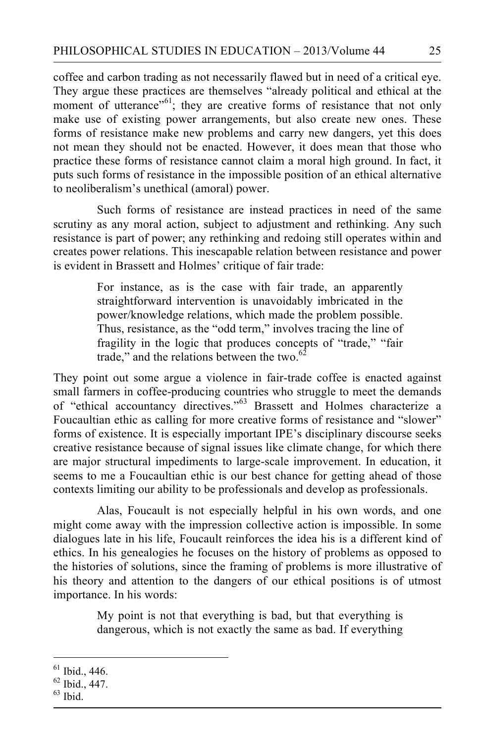coffee and carbon trading as not necessarily flawed but in need of a critical eye. They argue these practices are themselves "already political and ethical at the moment of utterance"[61]; they are creative forms of resistance that not only make use of existing power arrangements, but also create new ones. These forms of resistance make new problems and carry new dangers, yet this does not mean they should not be enacted. However, it does mean that those who practice these forms of resistance cannot claim a moral high ground. In fact, it puts such forms of resistance in the impossible position of an ethical alternative to neoliberalism's unethical (amoral) power.

Such forms of resistance are instead practices in need of the same scrutiny as any moral action, subject to adjustment and rethinking. Any such resistance is part of power; any rethinking and redoing still operates within and creates power relations. This inescapable relation between resistance and power is evident in Brassett and Holmes' critique of fair trade:

> For instance, as is the case with fair trade, an apparently straightforward intervention is unavoidably imbricated in the power/knowledge relations, which made the problem possible. Thus, resistance, as the "odd term," involves tracing the line of fragility in the logic that produces concepts of "trade," "fair trade," and the relations between the two.[62]

They point out some argue a violence in fair-trade coffee is enacted against small farmers in coffee-producing countries who struggle to meet the demands of "ethical accountancy directives."[63] Brassett and Holmes characterize a Foucaultian ethic as calling for more creative forms of resistance and "slower" forms of existence. It is especially important IPE's disciplinary discourse seeks creative resistance because of signal issues like climate change, for which there are major structural impediments to large-scale improvement. In education, it seems to me a Foucaultian ethic is our best chance for getting ahead of those contexts limiting our ability to be professionals and develop as professionals.

Alas, Foucault is not especially helpful in his own words, and one might come away with the impression collective action is impossible. In some dialogues late in his life, Foucault reinforces the idea his is a different kind of ethics. In his genealogies he focuses on the history of problems as opposed to the histories of solutions, since the framing of problems is more illustrative of his theory and attention to the dangers of our ethical positions is of utmost importance. In his words:

> My point is not that everything is bad, but that everything is dangerous, which is not exactly the same as bad. If everything

---

[61] Ibid., 446.

[62] Ibid., 447.

[63] Ibid.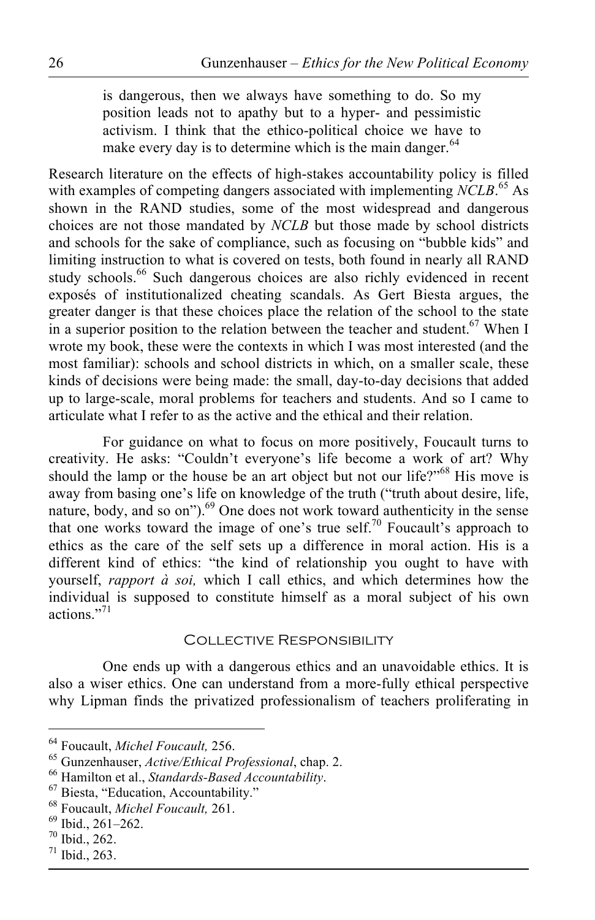> is dangerous, then we always have something to do. So my position leads not to apathy but to a hyper- and pessimistic activism. I think that the ethico-political choice we have to make every day is to determine which is the main danger.[64]

Research literature on the effects of high-stakes accountability policy is filled with examples of competing dangers associated with implementing *NCLB*.[65] As shown in the RAND studies, some of the most widespread and dangerous choices are not those mandated by *NCLB* but those made by school districts and schools for the sake of compliance, such as focusing on "bubble kids" and limiting instruction to what is covered on tests, both found in nearly all RAND study schools.[66] Such dangerous choices are also richly evidenced in recent exposés of institutionalized cheating scandals. As Gert Biesta argues, the greater danger is that these choices place the relation of the school to the state in a superior position to the relation between the teacher and student.[67] When I wrote my book, these were the contexts in which I was most interested (and the most familiar): schools and school districts in which, on a smaller scale, these kinds of decisions were being made: the small, day-to-day decisions that added up to large-scale, moral problems for teachers and students. And so I came to articulate what I refer to as the active and the ethical and their relation.

For guidance on what to focus on more positively, Foucault turns to creativity. He asks: "Couldn't everyone's life become a work of art? Why should the lamp or the house be an art object but not our life?"[68] His move is away from basing one's life on knowledge of the truth ("truth about desire, life, nature, body, and so on").[69] One does not work toward authenticity in the sense that one works toward the image of one's true self.[70] Foucault's approach to ethics as the care of the self sets up a difference in moral action. His is a different kind of ethics: "the kind of relationship you ought to have with yourself, *rapport à soi,* which I call ethics, and which determines how the individual is supposed to constitute himself as a moral subject of his own actions."[71]

## Collective Responsibility

One ends up with a dangerous ethics and an unavoidable ethics. It is also a wiser ethics. One can understand from a more-fully ethical perspective why Lipman finds the privatized professionalism of teachers proliferating in

---

[64] Foucault, *Michel Foucault,* 256.

[65] Gunzenhauser, *Active/Ethical Professional*, chap. 2.

[66] Hamilton et al., *Standards-Based Accountability*.

[67] Biesta, "Education, Accountability."

[68] Foucault, *Michel Foucault,* 261.

[69] Ibid., 261–262.

[70] Ibid., 262.

[71] Ibid., 263.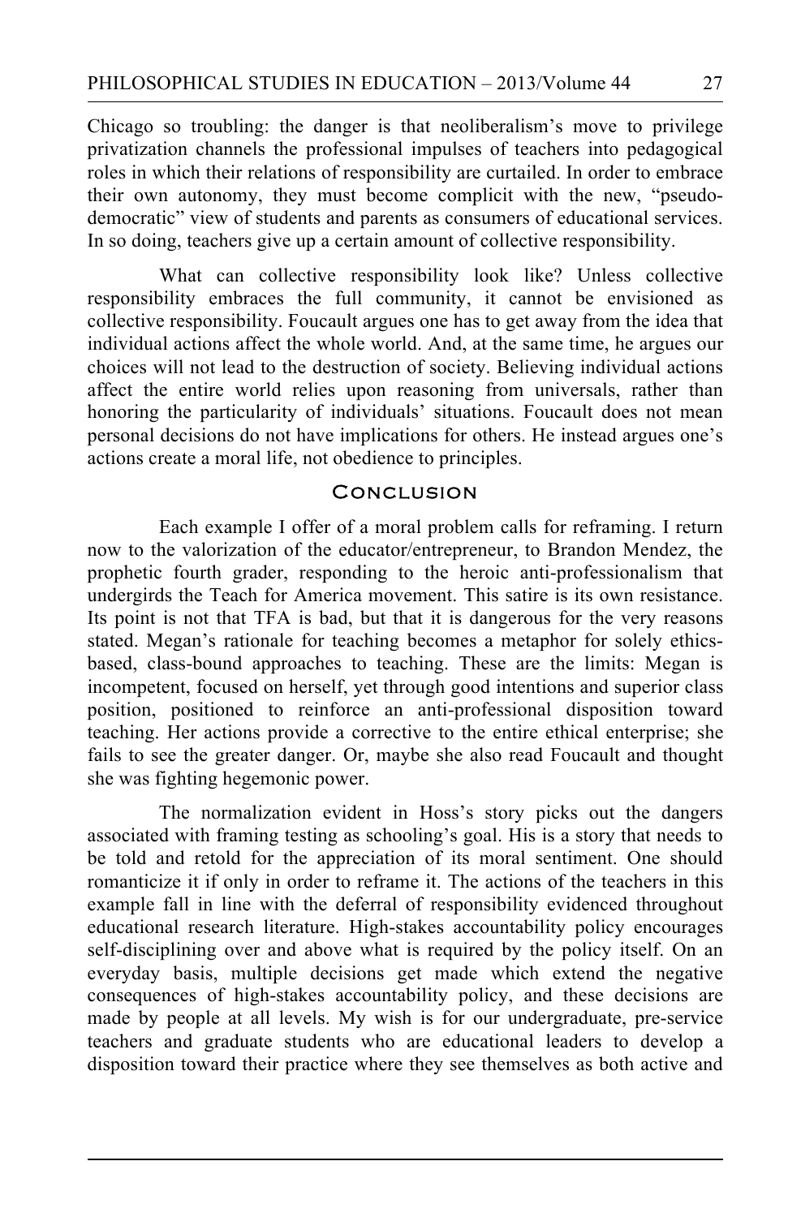Chicago so troubling: the danger is that neoliberalism's move to privilege privatization channels the professional impulses of teachers into pedagogical roles in which their relations of responsibility are curtailed. In order to embrace their own autonomy, they must become complicit with the new, "pseudo-democratic" view of students and parents as consumers of educational services. In so doing, teachers give up a certain amount of collective responsibility.

What can collective responsibility look like? Unless collective responsibility embraces the full community, it cannot be envisioned as collective responsibility. Foucault argues one has to get away from the idea that individual actions affect the whole world. And, at the same time, he argues our choices will not lead to the destruction of society. Believing individual actions affect the entire world relies upon reasoning from universals, rather than honoring the particularity of individuals' situations. Foucault does not mean personal decisions do not have implications for others. He instead argues one's actions create a moral life, not obedience to principles.

## Conclusion

Each example I offer of a moral problem calls for reframing. I return now to the valorization of the educator/entrepreneur, to Brandon Mendez, the prophetic fourth grader, responding to the heroic anti-professionalism that undergirds the Teach for America movement. This satire is its own resistance. Its point is not that TFA is bad, but that it is dangerous for the very reasons stated. Megan's rationale for teaching becomes a metaphor for solely ethics-based, class-bound approaches to teaching. These are the limits: Megan is incompetent, focused on herself, yet through good intentions and superior class position, positioned to reinforce an anti-professional disposition toward teaching. Her actions provide a corrective to the entire ethical enterprise; she fails to see the greater danger. Or, maybe she also read Foucault and thought she was fighting hegemonic power.

The normalization evident in Hoss's story picks out the dangers associated with framing testing as schooling's goal. His is a story that needs to be told and retold for the appreciation of its moral sentiment. One should romanticize it if only in order to reframe it. The actions of the teachers in this example fall in line with the deferral of responsibility evidenced throughout educational research literature. High-stakes accountability policy encourages self-disciplining over and above what is required by the policy itself. On an everyday basis, multiple decisions get made which extend the negative consequences of high-stakes accountability policy, and these decisions are made by people at all levels. My wish is for our undergraduate, pre-service teachers and graduate students who are educational leaders to develop a disposition toward their practice where they see themselves as both active and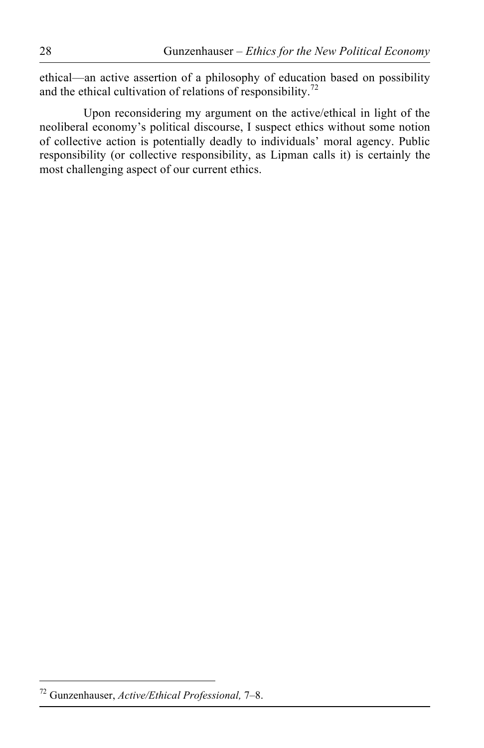ethical—an active assertion of a philosophy of education based on possibility and the ethical cultivation of relations of responsibility.[72]

Upon reconsidering my argument on the active/ethical in light of the neoliberal economy's political discourse, I suspect ethics without some notion of collective action is potentially deadly to individuals' moral agency. Public responsibility (or collective responsibility, as Lipman calls it) is certainly the most challenging aspect of our current ethics.

[72] Gunzenhauser, *Active/Ethical Professional,* 7–8.